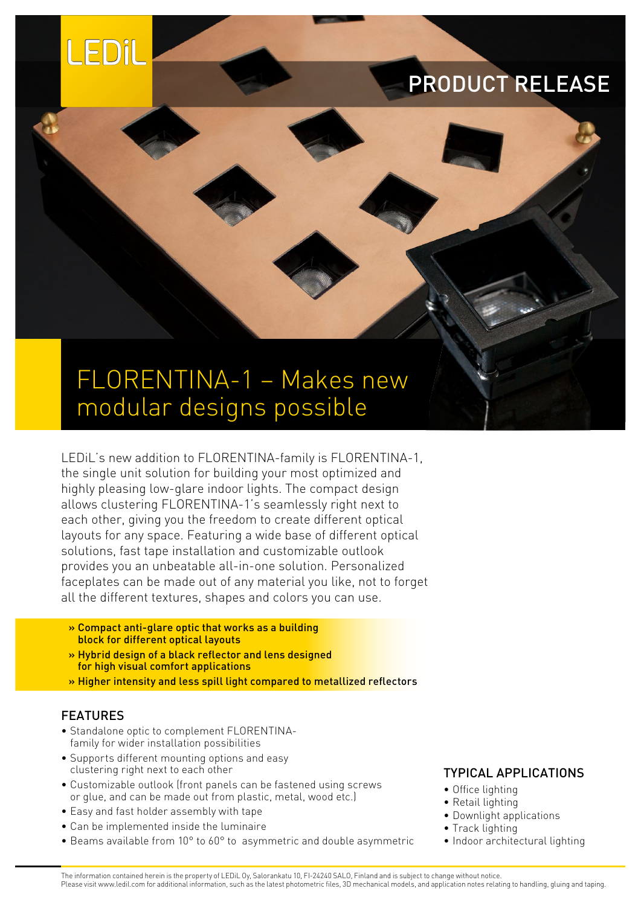LEDiL

PRODUCT RELEASE

# FLORENTINA-1 – Makes new modular designs possible

LEDiL's new addition to FLORENTINA-family is FLORENTINA-1, the single unit solution for building your most optimized and highly pleasing low-glare indoor lights. The compact design allows clustering FLORENTINA-1's seamlessly right next to each other, giving you the freedom to create different optical layouts for any space. Featuring a wide base of different optical solutions, fast tape installation and customizable outlook provides you an unbeatable all-in-one solution. Personalized faceplates can be made out of any material you like, not to forget all the different textures, shapes and colors you can use.

- **» Compact anti-glare optic that works as a building block for different optical layouts**
- **» Hybrid design of a black reflector and lens designed for high visual comfort applications**
- **» Higher intensity and less spill light compared to metallized reflectors**

## FEATURES

- Standalone optic to complement FLORENTINA-family for wider installation possibilities
- Supports different mounting options and easy clustering right next to each other
- Customizable outlook (front panels can be fastened using screws or glue, and can be made out from plastic, metal, wood etc.)
- Easy and fast holder assembly with tape
- Can be implemented inside the luminaire
- Beams available from 10° to 60° to asymmetric and double asymmetric

## TYPICAL APPLICATIONS

- Office lighting
- Retail lighting
- Downlight applications
- Track lighting
- Indoor architectural lighting

The information contained herein is the property of LEDiL Oy, Salorankatu 10, FI-24240 SALO, Finland and is subject to change without notice.
Please visit www.ledil.com for additional information, such as the latest photometric files, 3D mechanical models, and application notes relating to handling, gluing and taping.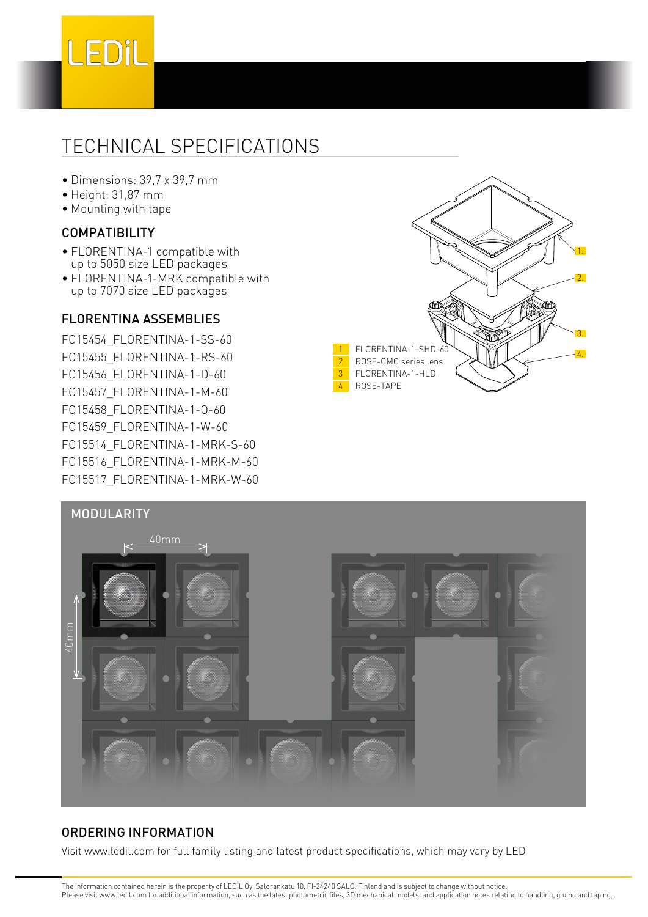# TECHNICAL SPECIFICATIONS

- Dimensions: 39,7 x 39,7 mm
- Height: 31,87 mm
- Mounting with tape

## COMPATIBILITY

- FLORENTINA-1 compatible with up to 5050 size LED packages
- FLORENTINA-1-MRK compatible with up to 7070 size LED packages

## FLORENTINA ASSEMBLIES

FC15454_FLORENTINA-1-SS-60
FC15455_FLORENTINA-1-RS-60
FC15456_FLORENTINA-1-D-60
FC15457_FLORENTINA-1-M-60
FC15458_FLORENTINA-1-O-60
FC15459_FLORENTINA-1-W-60
FC15514_FLORENTINA-1-MRK-S-60
FC15516_FLORENTINA-1-MRK-M-60
FC15517_FLORENTINA-1-MRK-W-60

1. FLORENTINA-1-SHD-60
2. ROSE-CMC series lens
3. FLORENTINA-1-HLD
4. ROSE-TAPE

## MODULARITY

40mm

40mm

## ORDERING INFORMATION

Visit www.ledil.com for full family listing and latest product specifications, which may vary by LED

The information contained herein is the property of LEDiL Oy, Salorankatu 10, FI-24240 SALO, Finland and is subject to change without notice.
Please visit www.ledil.com for additional information, such as the latest photometric files, 3D mechanical models, and application notes relating to handling, gluing and taping.